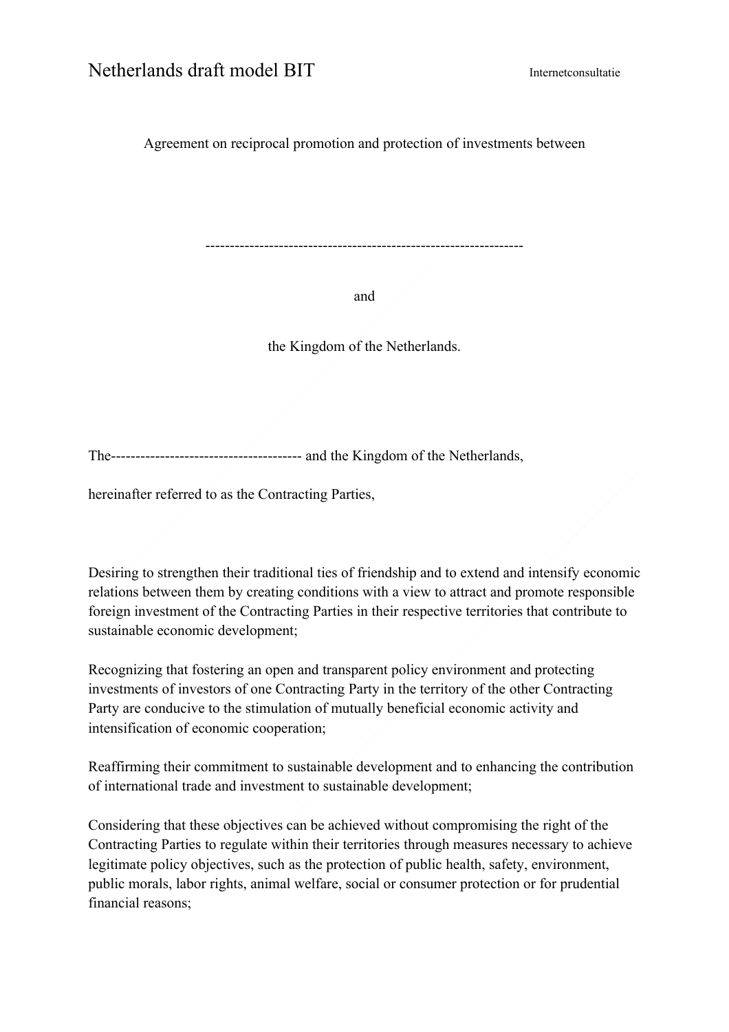# Netherlands draft model BIT

Internetconsultatie

Agreement on reciprocal promotion and protection of investments between

-----------------------------------------------------------------

and

the Kingdom of the Netherlands.

The--------------------------------------- and the Kingdom of the Netherlands,

hereinafter referred to as the Contracting Parties,

Desiring to strengthen their traditional ties of friendship and to extend and intensify economic relations between them by creating conditions with a view to attract and promote responsible foreign investment of the Contracting Parties in their respective territories that contribute to sustainable economic development;

Recognizing that fostering an open and transparent policy environment and protecting investments of investors of one Contracting Party in the territory of the other Contracting Party are conducive to the stimulation of mutually beneficial economic activity and intensification of economic cooperation;

Reaffirming their commitment to sustainable development and to enhancing the contribution of international trade and investment to sustainable development;

Considering that these objectives can be achieved without compromising the right of the Contracting Parties to regulate within their territories through measures necessary to achieve legitimate policy objectives, such as the protection of public health, safety, environment, public morals, labor rights, animal welfare, social or consumer protection or for prudential financial reasons;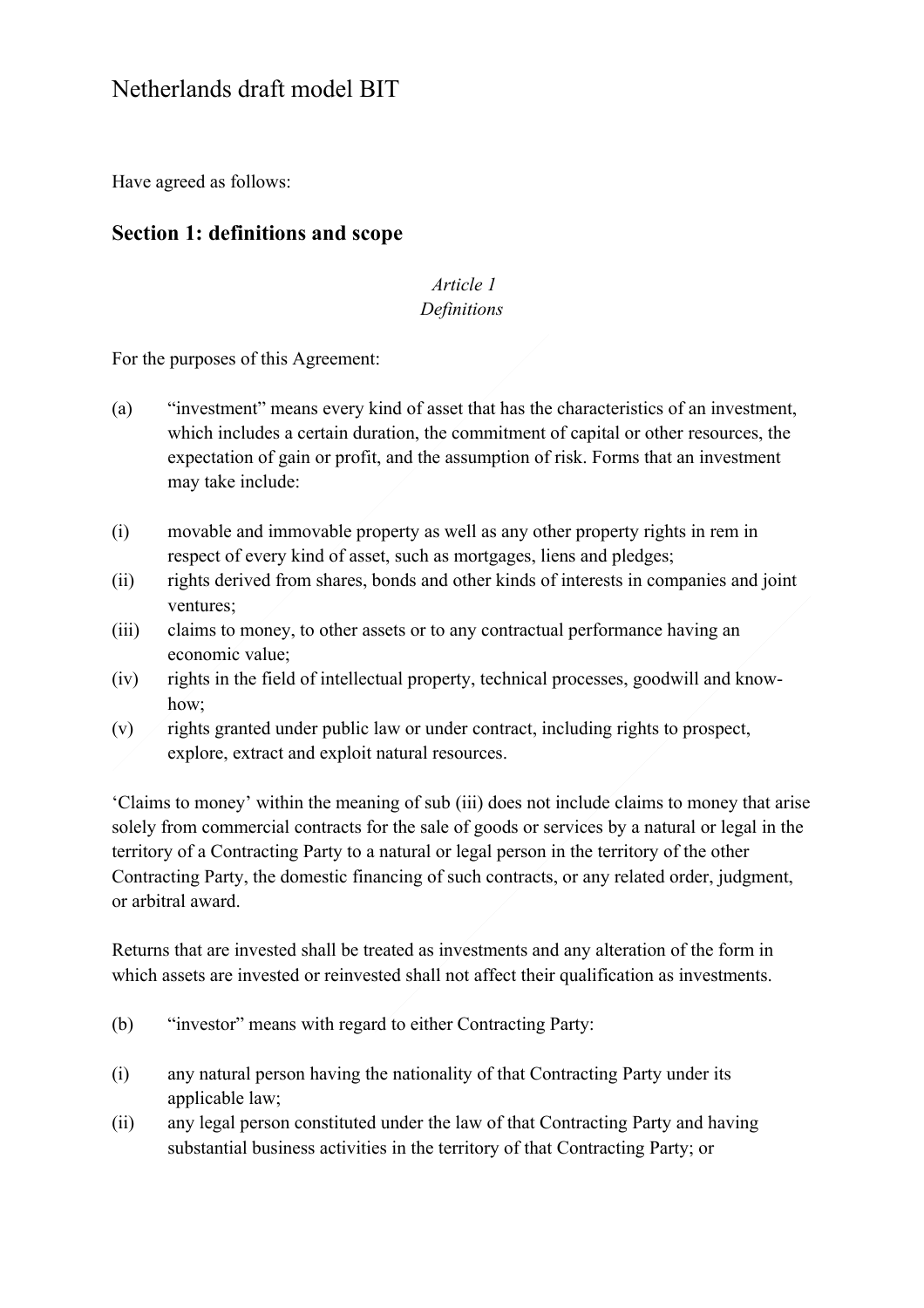# Netherlands draft model BIT

Have agreed as follows:

## Section 1: definitions and scope

*Article 1*
*Definitions*

For the purposes of this Agreement:

(a) "investment" means every kind of asset that has the characteristics of an investment, which includes a certain duration, the commitment of capital or other resources, the expectation of gain or profit, and the assumption of risk. Forms that an investment may take include:

(i) movable and immovable property as well as any other property rights in rem in respect of every kind of asset, such as mortgages, liens and pledges;
(ii) rights derived from shares, bonds and other kinds of interests in companies and joint ventures;
(iii) claims to money, to other assets or to any contractual performance having an economic value;
(iv) rights in the field of intellectual property, technical processes, goodwill and know-how;
(v) rights granted under public law or under contract, including rights to prospect, explore, extract and exploit natural resources.

'Claims to money' within the meaning of sub (iii) does not include claims to money that arise solely from commercial contracts for the sale of goods or services by a natural or legal in the territory of a Contracting Party to a natural or legal person in the territory of the other Contracting Party, the domestic financing of such contracts, or any related order, judgment, or arbitral award.

Returns that are invested shall be treated as investments and any alteration of the form in which assets are invested or reinvested shall not affect their qualification as investments.

(b) "investor" means with regard to either Contracting Party:

(i) any natural person having the nationality of that Contracting Party under its applicable law;
(ii) any legal person constituted under the law of that Contracting Party and having substantial business activities in the territory of that Contracting Party; or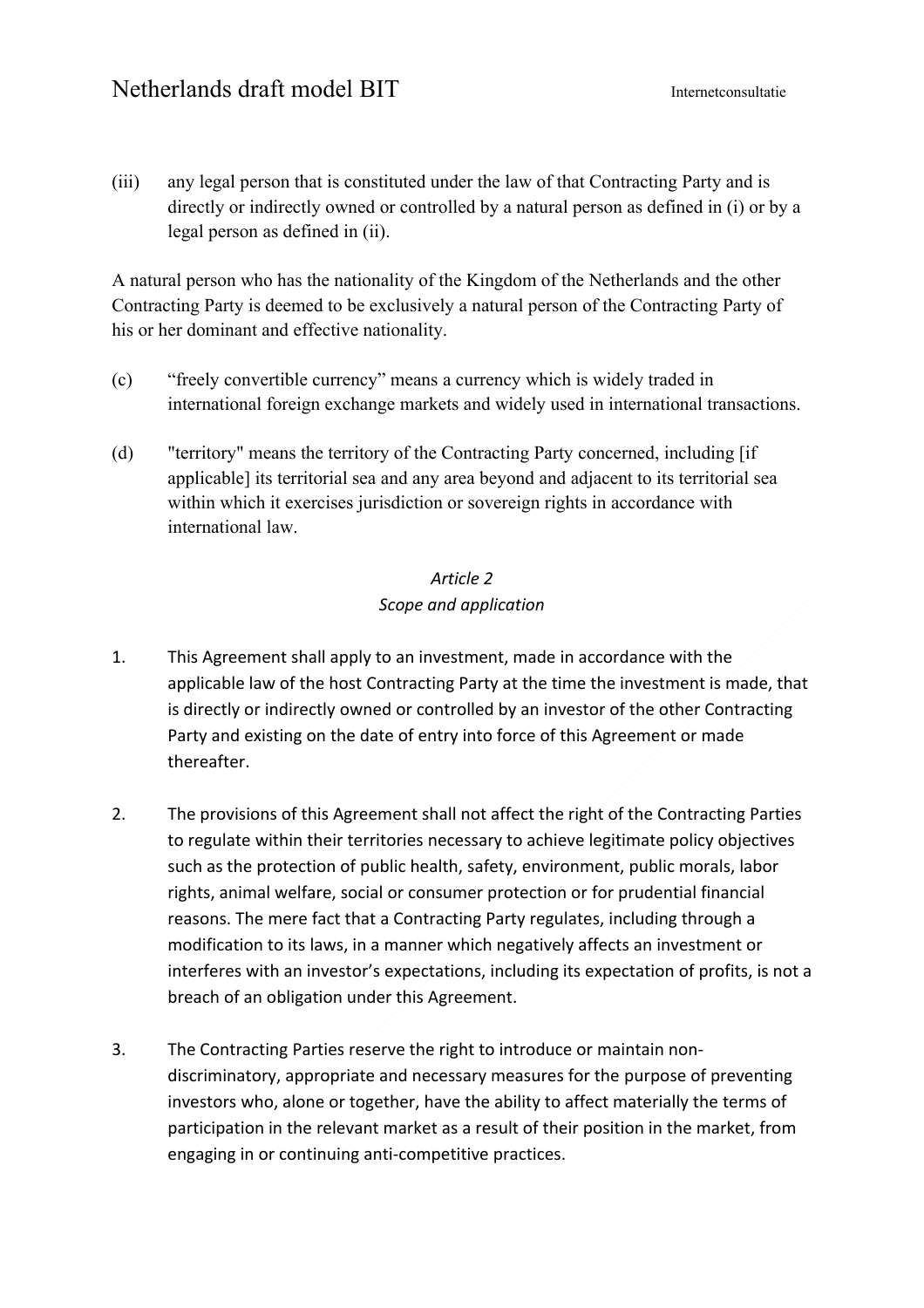(iii) any legal person that is constituted under the law of that Contracting Party and is directly or indirectly owned or controlled by a natural person as defined in (i) or by a legal person as defined in (ii).

A natural person who has the nationality of the Kingdom of the Netherlands and the other Contracting Party is deemed to be exclusively a natural person of the Contracting Party of his or her dominant and effective nationality.

(c) "freely convertible currency" means a currency which is widely traded in international foreign exchange markets and widely used in international transactions.

(d) "territory" means the territory of the Contracting Party concerned, including [if applicable] its territorial sea and any area beyond and adjacent to its territorial sea within which it exercises jurisdiction or sovereign rights in accordance with international law.

*Article 2*
*Scope and application*

1. This Agreement shall apply to an investment, made in accordance with the applicable law of the host Contracting Party at the time the investment is made, that is directly or indirectly owned or controlled by an investor of the other Contracting Party and existing on the date of entry into force of this Agreement or made thereafter.

2. The provisions of this Agreement shall not affect the right of the Contracting Parties to regulate within their territories necessary to achieve legitimate policy objectives such as the protection of public health, safety, environment, public morals, labor rights, animal welfare, social or consumer protection or for prudential financial reasons. The mere fact that a Contracting Party regulates, including through a modification to its laws, in a manner which negatively affects an investment or interferes with an investor's expectations, including its expectation of profits, is not a breach of an obligation under this Agreement.

3. The Contracting Parties reserve the right to introduce or maintain non-discriminatory, appropriate and necessary measures for the purpose of preventing investors who, alone or together, have the ability to affect materially the terms of participation in the relevant market as a result of their position in the market, from engaging in or continuing anti-competitive practices.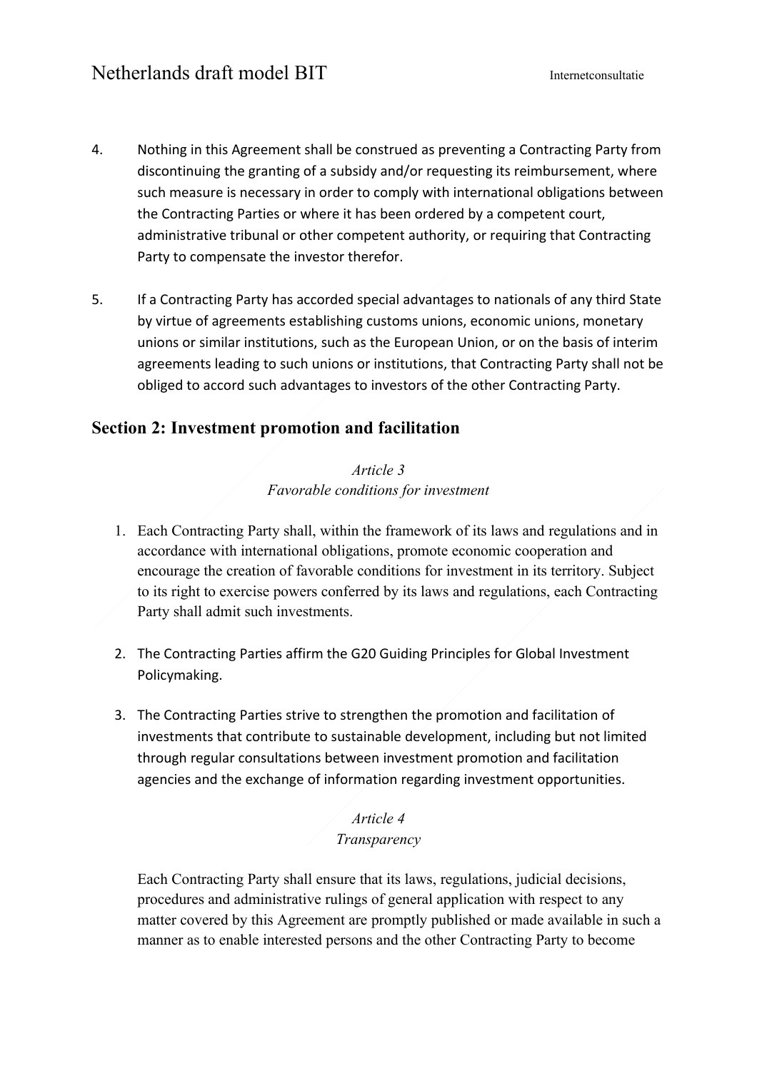4. Nothing in this Agreement shall be construed as preventing a Contracting Party from discontinuing the granting of a subsidy and/or requesting its reimbursement, where such measure is necessary in order to comply with international obligations between the Contracting Parties or where it has been ordered by a competent court, administrative tribunal or other competent authority, or requiring that Contracting Party to compensate the investor therefor.

5. If a Contracting Party has accorded special advantages to nationals of any third State by virtue of agreements establishing customs unions, economic unions, monetary unions or similar institutions, such as the European Union, or on the basis of interim agreements leading to such unions or institutions, that Contracting Party shall not be obliged to accord such advantages to investors of the other Contracting Party.

## Section 2: Investment promotion and facilitation

*Article 3*
*Favorable conditions for investment*

1. Each Contracting Party shall, within the framework of its laws and regulations and in accordance with international obligations, promote economic cooperation and encourage the creation of favorable conditions for investment in its territory. Subject to its right to exercise powers conferred by its laws and regulations, each Contracting Party shall admit such investments.

2. The Contracting Parties affirm the G20 Guiding Principles for Global Investment Policymaking.

3. The Contracting Parties strive to strengthen the promotion and facilitation of investments that contribute to sustainable development, including but not limited through regular consultations between investment promotion and facilitation agencies and the exchange of information regarding investment opportunities.

*Article 4*
*Transparency*

Each Contracting Party shall ensure that its laws, regulations, judicial decisions, procedures and administrative rulings of general application with respect to any matter covered by this Agreement are promptly published or made available in such a manner as to enable interested persons and the other Contracting Party to become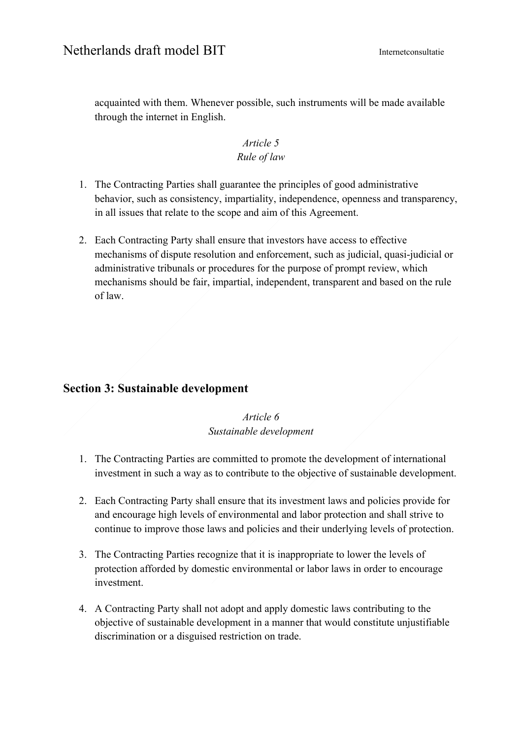acquainted with them. Whenever possible, such instruments will be made available through the internet in English.

*Article 5*
*Rule of law*

1. The Contracting Parties shall guarantee the principles of good administrative behavior, such as consistency, impartiality, independence, openness and transparency, in all issues that relate to the scope and aim of this Agreement.

2. Each Contracting Party shall ensure that investors have access to effective mechanisms of dispute resolution and enforcement, such as judicial, quasi-judicial or administrative tribunals or procedures for the purpose of prompt review, which mechanisms should be fair, impartial, independent, transparent and based on the rule of law.

## Section 3: Sustainable development

*Article 6*
*Sustainable development*

1. The Contracting Parties are committed to promote the development of international investment in such a way as to contribute to the objective of sustainable development.

2. Each Contracting Party shall ensure that its investment laws and policies provide for and encourage high levels of environmental and labor protection and shall strive to continue to improve those laws and policies and their underlying levels of protection.

3. The Contracting Parties recognize that it is inappropriate to lower the levels of protection afforded by domestic environmental or labor laws in order to encourage investment.

4. A Contracting Party shall not adopt and apply domestic laws contributing to the objective of sustainable development in a manner that would constitute unjustifiable discrimination or a disguised restriction on trade.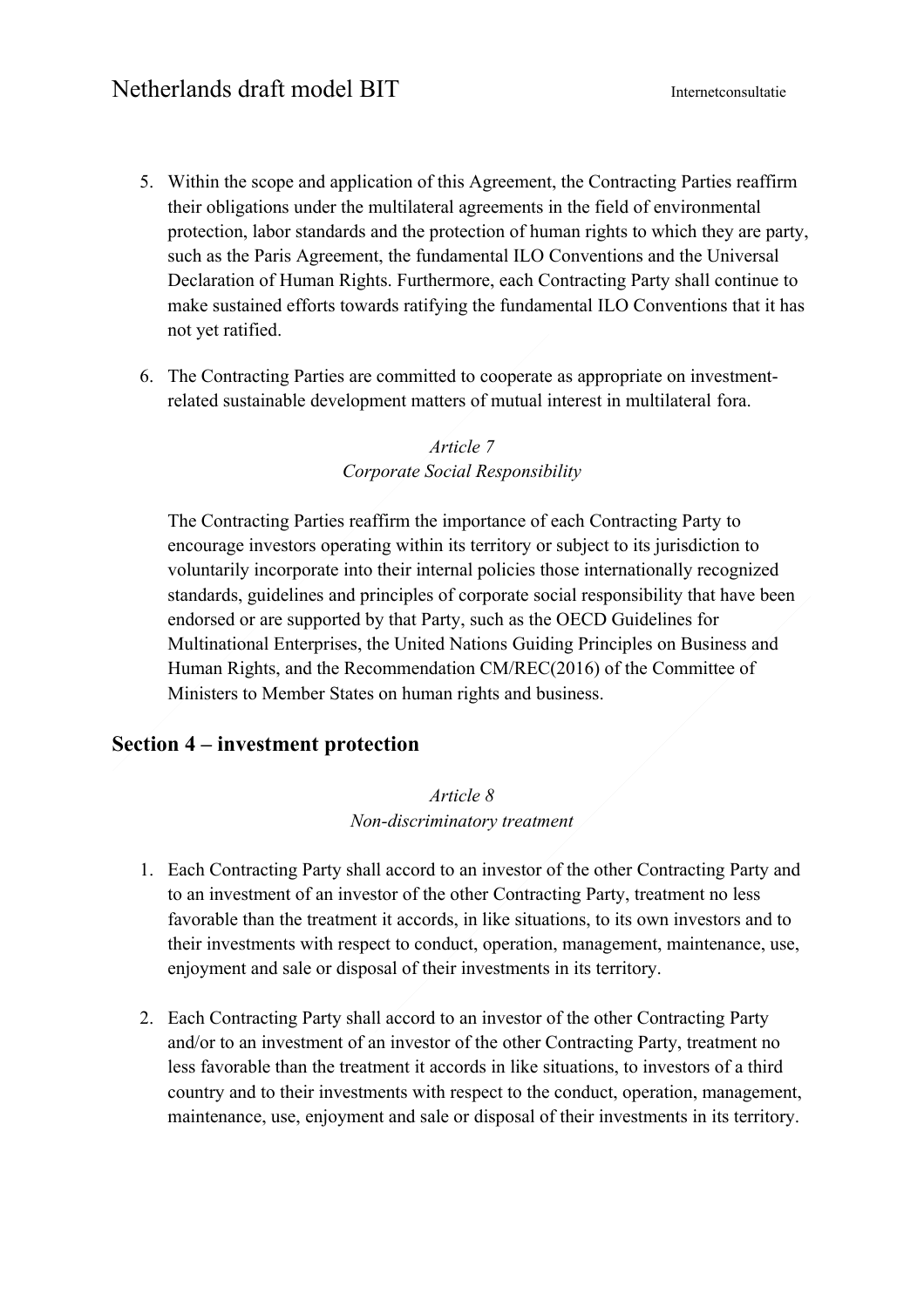5. Within the scope and application of this Agreement, the Contracting Parties reaffirm their obligations under the multilateral agreements in the field of environmental protection, labor standards and the protection of human rights to which they are party, such as the Paris Agreement, the fundamental ILO Conventions and the Universal Declaration of Human Rights. Furthermore, each Contracting Party shall continue to make sustained efforts towards ratifying the fundamental ILO Conventions that it has not yet ratified.

6. The Contracting Parties are committed to cooperate as appropriate on investment-related sustainable development matters of mutual interest in multilateral fora.

*Article 7*
*Corporate Social Responsibility*

The Contracting Parties reaffirm the importance of each Contracting Party to encourage investors operating within its territory or subject to its jurisdiction to voluntarily incorporate into their internal policies those internationally recognized standards, guidelines and principles of corporate social responsibility that have been endorsed or are supported by that Party, such as the OECD Guidelines for Multinational Enterprises, the United Nations Guiding Principles on Business and Human Rights, and the Recommendation CM/REC(2016) of the Committee of Ministers to Member States on human rights and business.

## Section 4 – investment protection

*Article 8*
*Non-discriminatory treatment*

1. Each Contracting Party shall accord to an investor of the other Contracting Party and to an investment of an investor of the other Contracting Party, treatment no less favorable than the treatment it accords, in like situations, to its own investors and to their investments with respect to conduct, operation, management, maintenance, use, enjoyment and sale or disposal of their investments in its territory.

2. Each Contracting Party shall accord to an investor of the other Contracting Party and/or to an investment of an investor of the other Contracting Party, treatment no less favorable than the treatment it accords in like situations, to investors of a third country and to their investments with respect to the conduct, operation, management, maintenance, use, enjoyment and sale or disposal of their investments in its territory.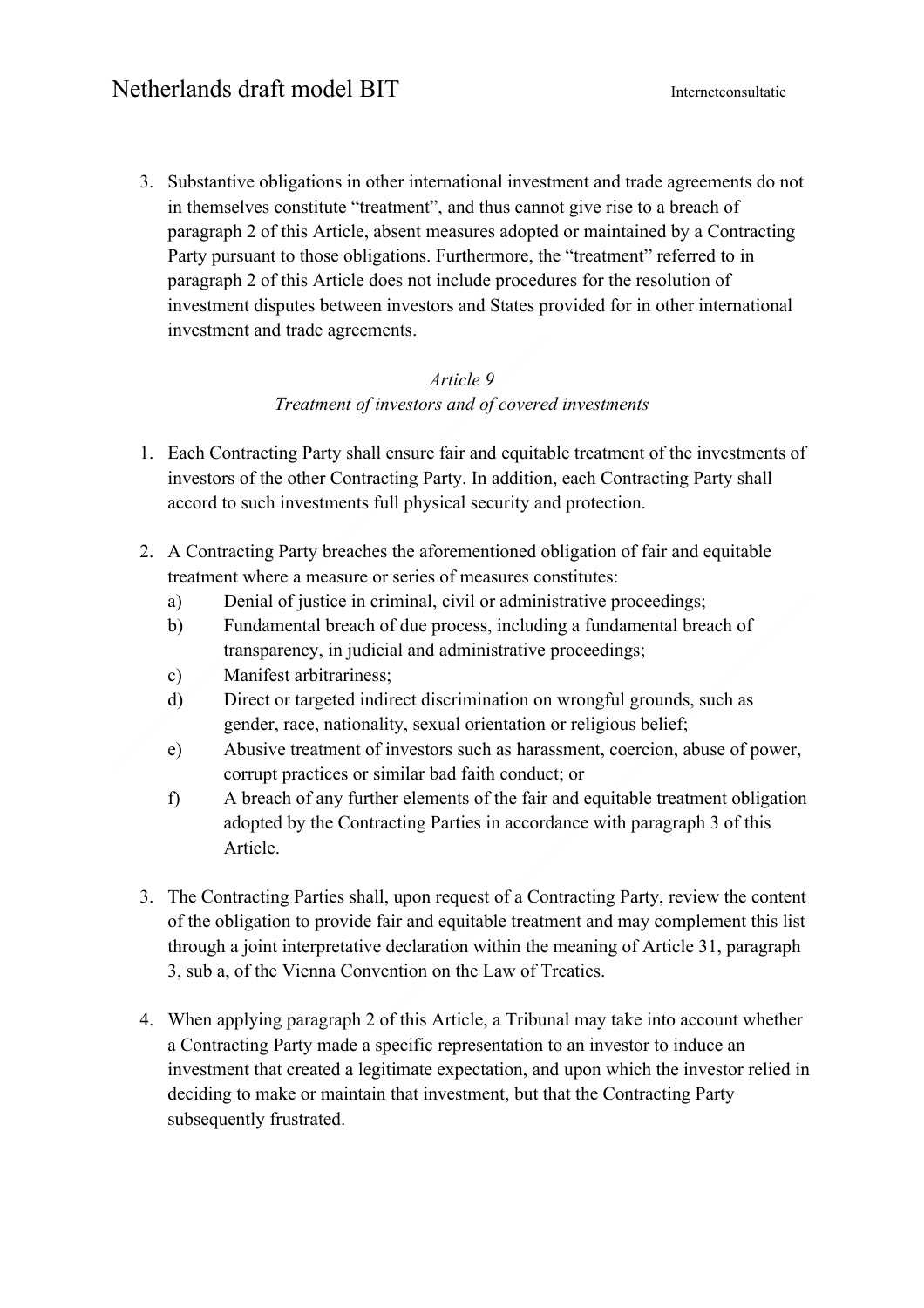3. Substantive obligations in other international investment and trade agreements do not in themselves constitute "treatment", and thus cannot give rise to a breach of paragraph 2 of this Article, absent measures adopted or maintained by a Contracting Party pursuant to those obligations. Furthermore, the "treatment" referred to in paragraph 2 of this Article does not include procedures for the resolution of investment disputes between investors and States provided for in other international investment and trade agreements.

*Article 9*
*Treatment of investors and of covered investments*

1. Each Contracting Party shall ensure fair and equitable treatment of the investments of investors of the other Contracting Party. In addition, each Contracting Party shall accord to such investments full physical security and protection.

2. A Contracting Party breaches the aforementioned obligation of fair and equitable treatment where a measure or series of measures constitutes:
   a) Denial of justice in criminal, civil or administrative proceedings;
   b) Fundamental breach of due process, including a fundamental breach of transparency, in judicial and administrative proceedings;
   c) Manifest arbitrariness;
   d) Direct or targeted indirect discrimination on wrongful grounds, such as gender, race, nationality, sexual orientation or religious belief;
   e) Abusive treatment of investors such as harassment, coercion, abuse of power, corrupt practices or similar bad faith conduct; or
   f) A breach of any further elements of the fair and equitable treatment obligation adopted by the Contracting Parties in accordance with paragraph 3 of this Article.

3. The Contracting Parties shall, upon request of a Contracting Party, review the content of the obligation to provide fair and equitable treatment and may complement this list through a joint interpretative declaration within the meaning of Article 31, paragraph 3, sub a, of the Vienna Convention on the Law of Treaties.

4. When applying paragraph 2 of this Article, a Tribunal may take into account whether a Contracting Party made a specific representation to an investor to induce an investment that created a legitimate expectation, and upon which the investor relied in deciding to make or maintain that investment, but that the Contracting Party subsequently frustrated.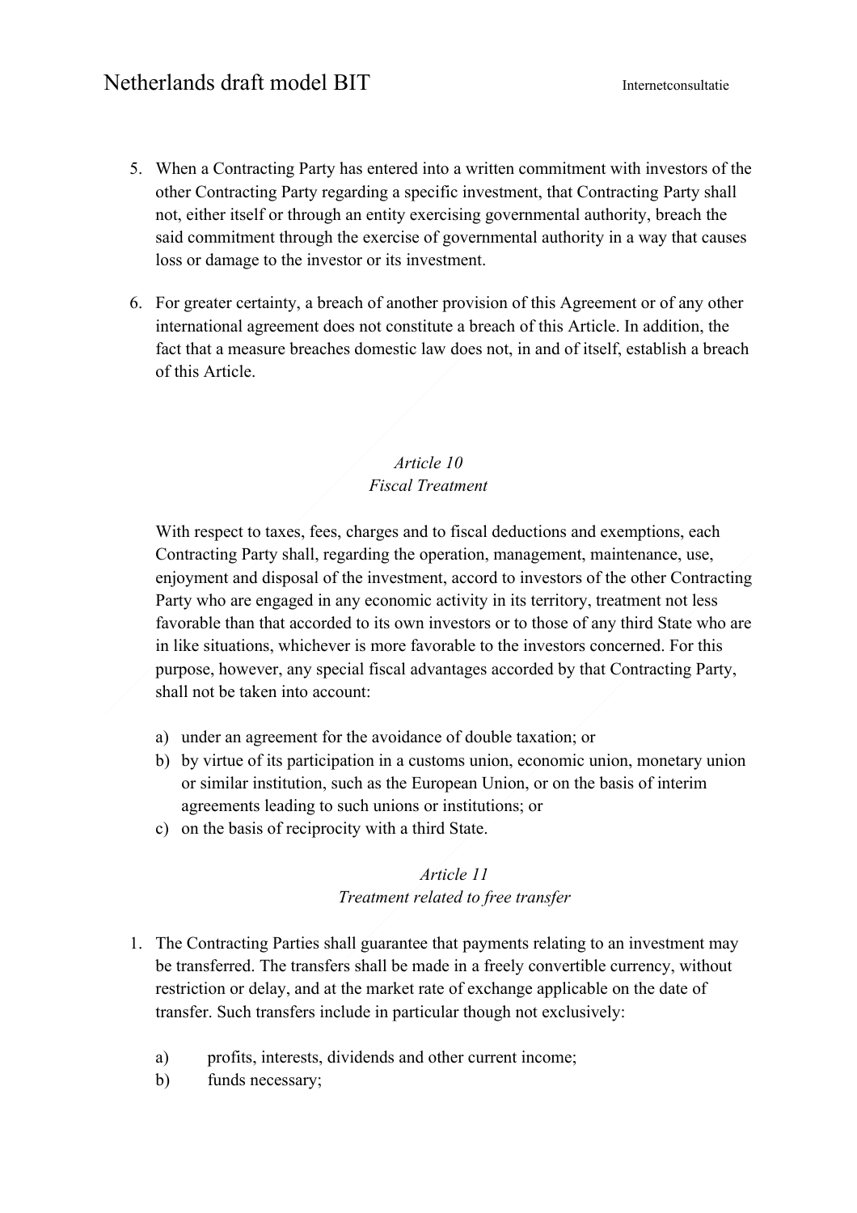5. When a Contracting Party has entered into a written commitment with investors of the other Contracting Party regarding a specific investment, that Contracting Party shall not, either itself or through an entity exercising governmental authority, breach the said commitment through the exercise of governmental authority in a way that causes loss or damage to the investor or its investment.

6. For greater certainty, a breach of another provision of this Agreement or of any other international agreement does not constitute a breach of this Article. In addition, the fact that a measure breaches domestic law does not, in and of itself, establish a breach of this Article.

### *Article 10*
### *Fiscal Treatment*

With respect to taxes, fees, charges and to fiscal deductions and exemptions, each Contracting Party shall, regarding the operation, management, maintenance, use, enjoyment and disposal of the investment, accord to investors of the other Contracting Party who are engaged in any economic activity in its territory, treatment not less favorable than that accorded to its own investors or to those of any third State who are in like situations, whichever is more favorable to the investors concerned. For this purpose, however, any special fiscal advantages accorded by that Contracting Party, shall not be taken into account:

a) under an agreement for the avoidance of double taxation; or
b) by virtue of its participation in a customs union, economic union, monetary union or similar institution, such as the European Union, or on the basis of interim agreements leading to such unions or institutions; or
c) on the basis of reciprocity with a third State.

### *Article 11*
### *Treatment related to free transfer*

1. The Contracting Parties shall guarantee that payments relating to an investment may be transferred. The transfers shall be made in a freely convertible currency, without restriction or delay, and at the market rate of exchange applicable on the date of transfer. Such transfers include in particular though not exclusively:

    a) profits, interests, dividends and other current income;
    b) funds necessary;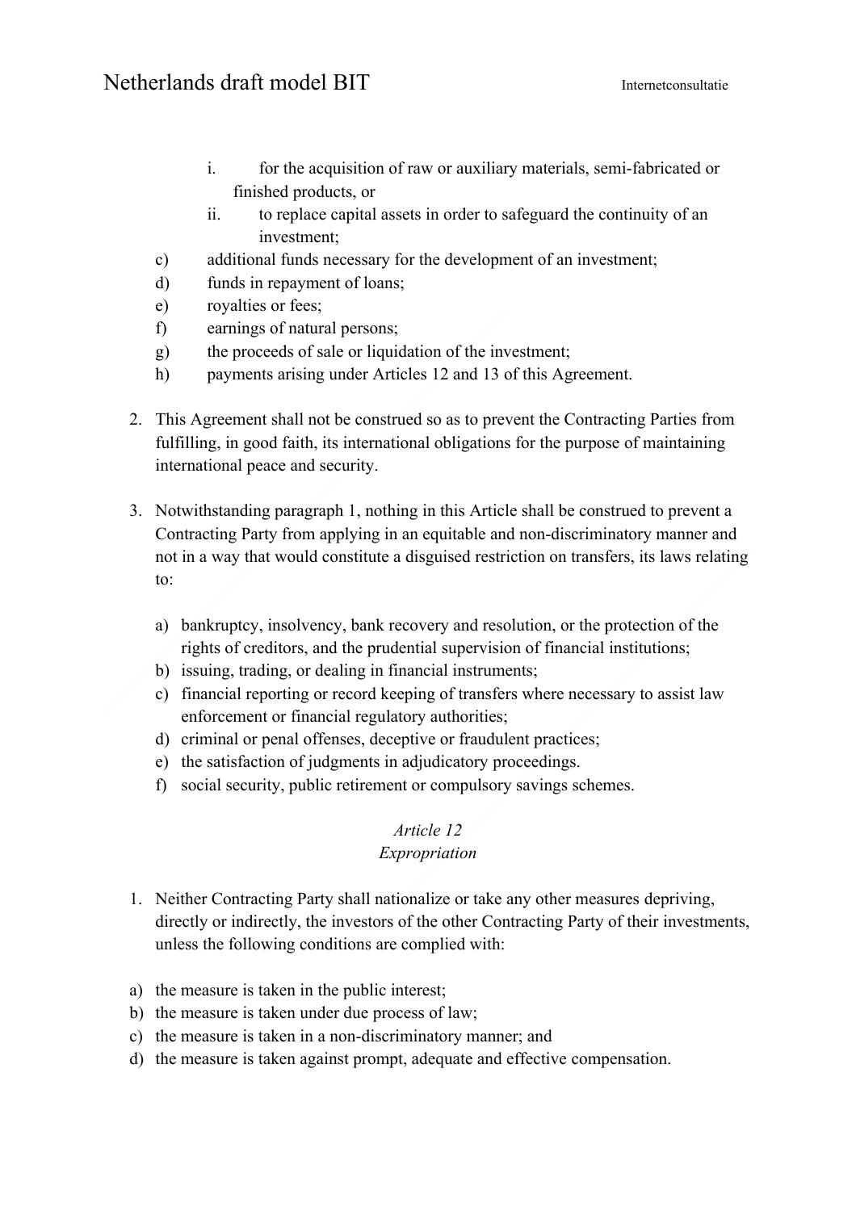i. for the acquisition of raw or auxiliary materials, semi-fabricated or finished products, or
   ii. to replace capital assets in order to safeguard the continuity of an investment;

c) additional funds necessary for the development of an investment;
d) funds in repayment of loans;
e) royalties or fees;
f) earnings of natural persons;
g) the proceeds of sale or liquidation of the investment;
h) payments arising under Articles 12 and 13 of this Agreement.

2. This Agreement shall not be construed so as to prevent the Contracting Parties from fulfilling, in good faith, its international obligations for the purpose of maintaining international peace and security.

3. Notwithstanding paragraph 1, nothing in this Article shall be construed to prevent a Contracting Party from applying in an equitable and non-discriminatory manner and not in a way that would constitute a disguised restriction on transfers, its laws relating to:

   a) bankruptcy, insolvency, bank recovery and resolution, or the protection of the rights of creditors, and the prudential supervision of financial institutions;
   b) issuing, trading, or dealing in financial instruments;
   c) financial reporting or record keeping of transfers where necessary to assist law enforcement or financial regulatory authorities;
   d) criminal or penal offenses, deceptive or fraudulent practices;
   e) the satisfaction of judgments in adjudicatory proceedings.
   f) social security, public retirement or compulsory savings schemes.

*Article 12*
*Expropriation*

1. Neither Contracting Party shall nationalize or take any other measures depriving, directly or indirectly, the investors of the other Contracting Party of their investments, unless the following conditions are complied with:

a) the measure is taken in the public interest;
b) the measure is taken under due process of law;
c) the measure is taken in a non-discriminatory manner; and
d) the measure is taken against prompt, adequate and effective compensation.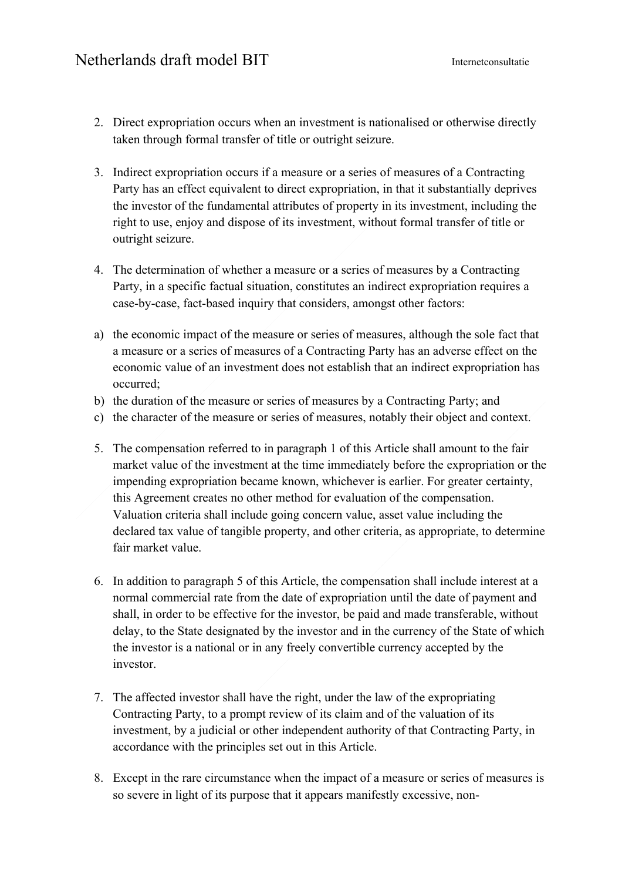2. Direct expropriation occurs when an investment is nationalised or otherwise directly taken through formal transfer of title or outright seizure.

3. Indirect expropriation occurs if a measure or a series of measures of a Contracting Party has an effect equivalent to direct expropriation, in that it substantially deprives the investor of the fundamental attributes of property in its investment, including the right to use, enjoy and dispose of its investment, without formal transfer of title or outright seizure.

4. The determination of whether a measure or a series of measures by a Contracting Party, in a specific factual situation, constitutes an indirect expropriation requires a case-by-case, fact-based inquiry that considers, amongst other factors:

a) the economic impact of the measure or series of measures, although the sole fact that a measure or a series of measures of a Contracting Party has an adverse effect on the economic value of an investment does not establish that an indirect expropriation has occurred;
b) the duration of the measure or series of measures by a Contracting Party; and
c) the character of the measure or series of measures, notably their object and context.

5. The compensation referred to in paragraph 1 of this Article shall amount to the fair market value of the investment at the time immediately before the expropriation or the impending expropriation became known, whichever is earlier. For greater certainty, this Agreement creates no other method for evaluation of the compensation. Valuation criteria shall include going concern value, asset value including the declared tax value of tangible property, and other criteria, as appropriate, to determine fair market value.

6. In addition to paragraph 5 of this Article, the compensation shall include interest at a normal commercial rate from the date of expropriation until the date of payment and shall, in order to be effective for the investor, be paid and made transferable, without delay, to the State designated by the investor and in the currency of the State of which the investor is a national or in any freely convertible currency accepted by the investor.

7. The affected investor shall have the right, under the law of the expropriating Contracting Party, to a prompt review of its claim and of the valuation of its investment, by a judicial or other independent authority of that Contracting Party, in accordance with the principles set out in this Article.

8. Except in the rare circumstance when the impact of a measure or series of measures is so severe in light of its purpose that it appears manifestly excessive, non-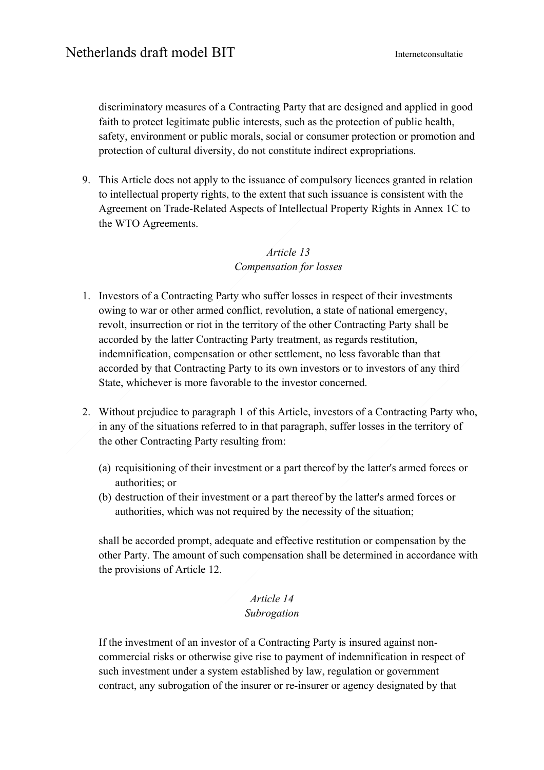discriminatory measures of a Contracting Party that are designed and applied in good faith to protect legitimate public interests, such as the protection of public health, safety, environment or public morals, social or consumer protection or promotion and protection of cultural diversity, do not constitute indirect expropriations.

9. This Article does not apply to the issuance of compulsory licences granted in relation to intellectual property rights, to the extent that such issuance is consistent with the Agreement on Trade-Related Aspects of Intellectual Property Rights in Annex 1C to the WTO Agreements.

*Article 13*
*Compensation for losses*

1. Investors of a Contracting Party who suffer losses in respect of their investments owing to war or other armed conflict, revolution, a state of national emergency, revolt, insurrection or riot in the territory of the other Contracting Party shall be accorded by the latter Contracting Party treatment, as regards restitution, indemnification, compensation or other settlement, no less favorable than that accorded by that Contracting Party to its own investors or to investors of any third State, whichever is more favorable to the investor concerned.

2. Without prejudice to paragraph 1 of this Article, investors of a Contracting Party who, in any of the situations referred to in that paragraph, suffer losses in the territory of the other Contracting Party resulting from:

   (a) requisitioning of their investment or a part thereof by the latter's armed forces or authorities; or
   (b) destruction of their investment or a part thereof by the latter's armed forces or authorities, which was not required by the necessity of the situation;

   shall be accorded prompt, adequate and effective restitution or compensation by the other Party. The amount of such compensation shall be determined in accordance with the provisions of Article 12.

*Article 14*
*Subrogation*

If the investment of an investor of a Contracting Party is insured against non-commercial risks or otherwise give rise to payment of indemnification in respect of such investment under a system established by law, regulation or government contract, any subrogation of the insurer or re-insurer or agency designated by that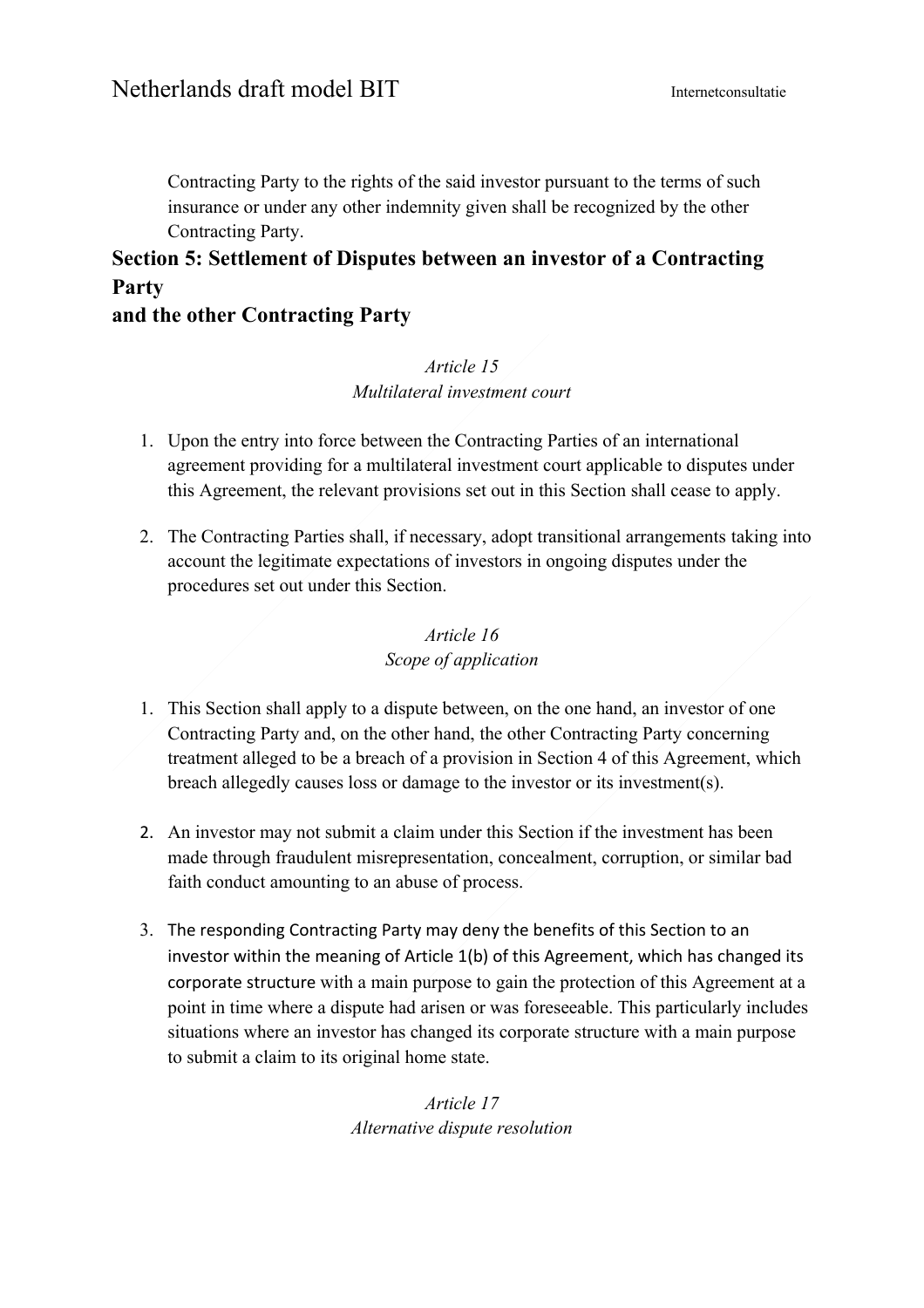Contracting Party to the rights of the said investor pursuant to the terms of such insurance or under any other indemnity given shall be recognized by the other Contracting Party.

## Section 5: Settlement of Disputes between an investor of a Contracting Party and the other Contracting Party

*Article 15*
*Multilateral investment court*

1. Upon the entry into force between the Contracting Parties of an international agreement providing for a multilateral investment court applicable to disputes under this Agreement, the relevant provisions set out in this Section shall cease to apply.

2. The Contracting Parties shall, if necessary, adopt transitional arrangements taking into account the legitimate expectations of investors in ongoing disputes under the procedures set out under this Section.

*Article 16*
*Scope of application*

1. This Section shall apply to a dispute between, on the one hand, an investor of one Contracting Party and, on the other hand, the other Contracting Party concerning treatment alleged to be a breach of a provision in Section 4 of this Agreement, which breach allegedly causes loss or damage to the investor or its investment(s).

2. An investor may not submit a claim under this Section if the investment has been made through fraudulent misrepresentation, concealment, corruption, or similar bad faith conduct amounting to an abuse of process.

3. The responding Contracting Party may deny the benefits of this Section to an investor within the meaning of Article 1(b) of this Agreement, which has changed its corporate structure with a main purpose to gain the protection of this Agreement at a point in time where a dispute had arisen or was foreseeable. This particularly includes situations where an investor has changed its corporate structure with a main purpose to submit a claim to its original home state.

*Article 17*
*Alternative dispute resolution*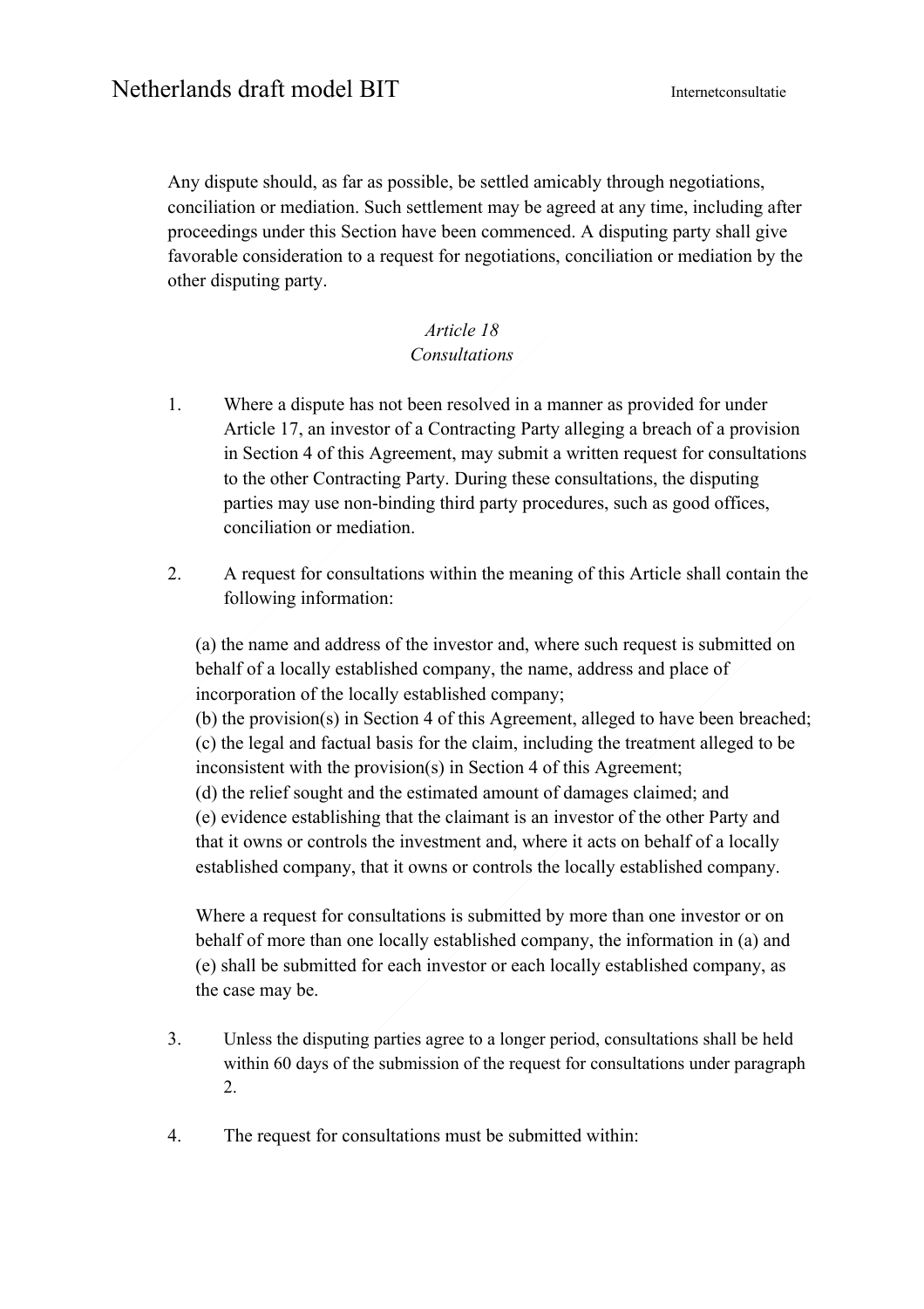Any dispute should, as far as possible, be settled amicably through negotiations, conciliation or mediation. Such settlement may be agreed at any time, including after proceedings under this Section have been commenced. A disputing party shall give favorable consideration to a request for negotiations, conciliation or mediation by the other disputing party.

*Article 18*
*Consultations*

1. Where a dispute has not been resolved in a manner as provided for under Article 17, an investor of a Contracting Party alleging a breach of a provision in Section 4 of this Agreement, may submit a written request for consultations to the other Contracting Party. During these consultations, the disputing parties may use non-binding third party procedures, such as good offices, conciliation or mediation.

2. A request for consultations within the meaning of this Article shall contain the following information:

   (a) the name and address of the investor and, where such request is submitted on behalf of a locally established company, the name, address and place of incorporation of the locally established company;
   (b) the provision(s) in Section 4 of this Agreement, alleged to have been breached;
   (c) the legal and factual basis for the claim, including the treatment alleged to be inconsistent with the provision(s) in Section 4 of this Agreement;
   (d) the relief sought and the estimated amount of damages claimed; and
   (e) evidence establishing that the claimant is an investor of the other Party and that it owns or controls the investment and, where it acts on behalf of a locally established company, that it owns or controls the locally established company.

   Where a request for consultations is submitted by more than one investor or on behalf of more than one locally established company, the information in (a) and (e) shall be submitted for each investor or each locally established company, as the case may be.

3. Unless the disputing parties agree to a longer period, consultations shall be held within 60 days of the submission of the request for consultations under paragraph 2.

4. The request for consultations must be submitted within: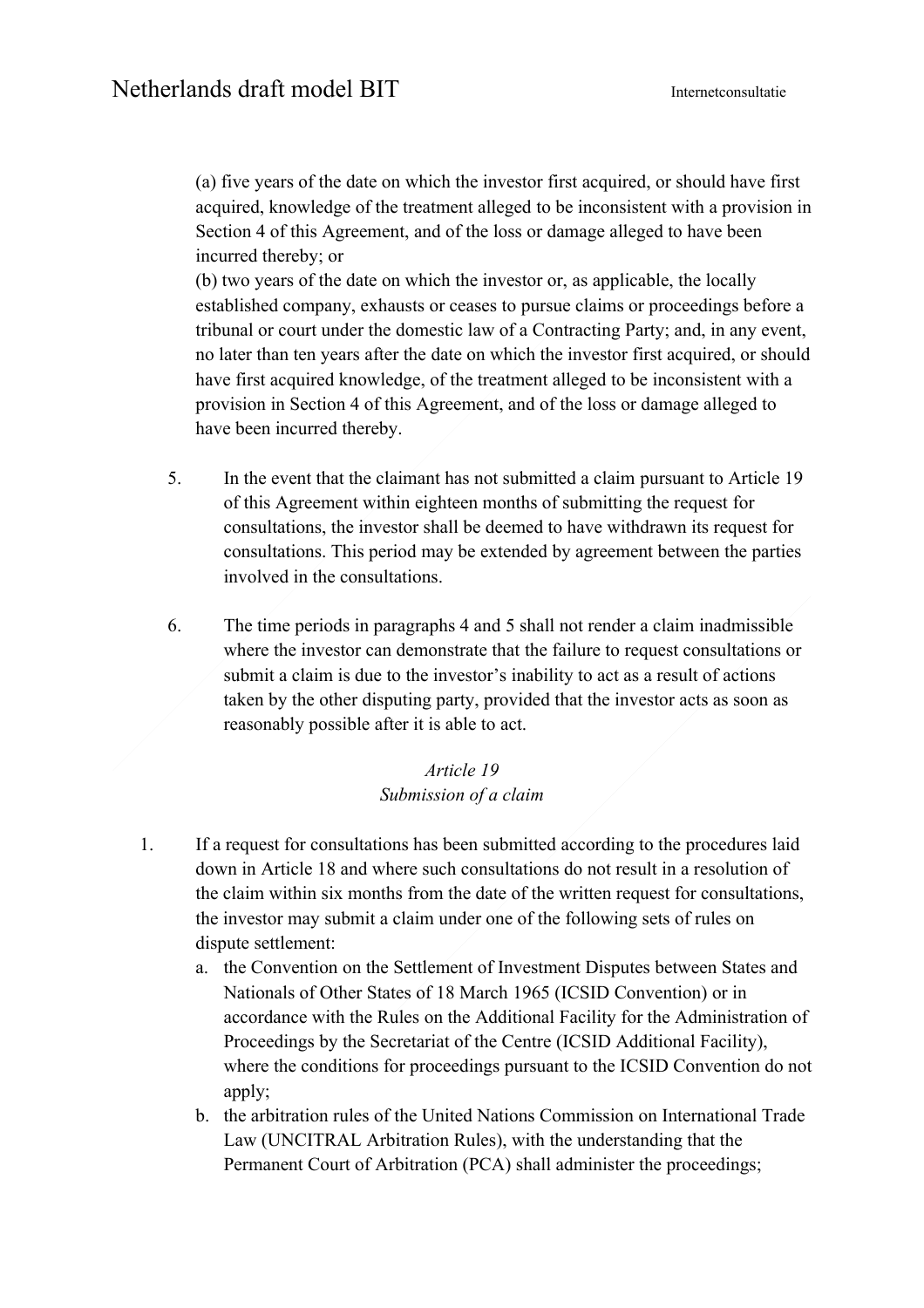(a) five years of the date on which the investor first acquired, or should have first acquired, knowledge of the treatment alleged to be inconsistent with a provision in Section 4 of this Agreement, and of the loss or damage alleged to have been incurred thereby; or

(b) two years of the date on which the investor or, as applicable, the locally established company, exhausts or ceases to pursue claims or proceedings before a tribunal or court under the domestic law of a Contracting Party; and, in any event, no later than ten years after the date on which the investor first acquired, or should have first acquired knowledge, of the treatment alleged to be inconsistent with a provision in Section 4 of this Agreement, and of the loss or damage alleged to have been incurred thereby.

5. In the event that the claimant has not submitted a claim pursuant to Article 19 of this Agreement within eighteen months of submitting the request for consultations, the investor shall be deemed to have withdrawn its request for consultations. This period may be extended by agreement between the parties involved in the consultations.

6. The time periods in paragraphs 4 and 5 shall not render a claim inadmissible where the investor can demonstrate that the failure to request consultations or submit a claim is due to the investor's inability to act as a result of actions taken by the other disputing party, provided that the investor acts as soon as reasonably possible after it is able to act.

*Article 19*

*Submission of a claim*

1. If a request for consultations has been submitted according to the procedures laid down in Article 18 and where such consultations do not result in a resolution of the claim within six months from the date of the written request for consultations, the investor may submit a claim under one of the following sets of rules on dispute settlement:
   a. the Convention on the Settlement of Investment Disputes between States and Nationals of Other States of 18 March 1965 (ICSID Convention) or in accordance with the Rules on the Additional Facility for the Administration of Proceedings by the Secretariat of the Centre (ICSID Additional Facility), where the conditions for proceedings pursuant to the ICSID Convention do not apply;
   b. the arbitration rules of the United Nations Commission on International Trade Law (UNCITRAL Arbitration Rules), with the understanding that the Permanent Court of Arbitration (PCA) shall administer the proceedings;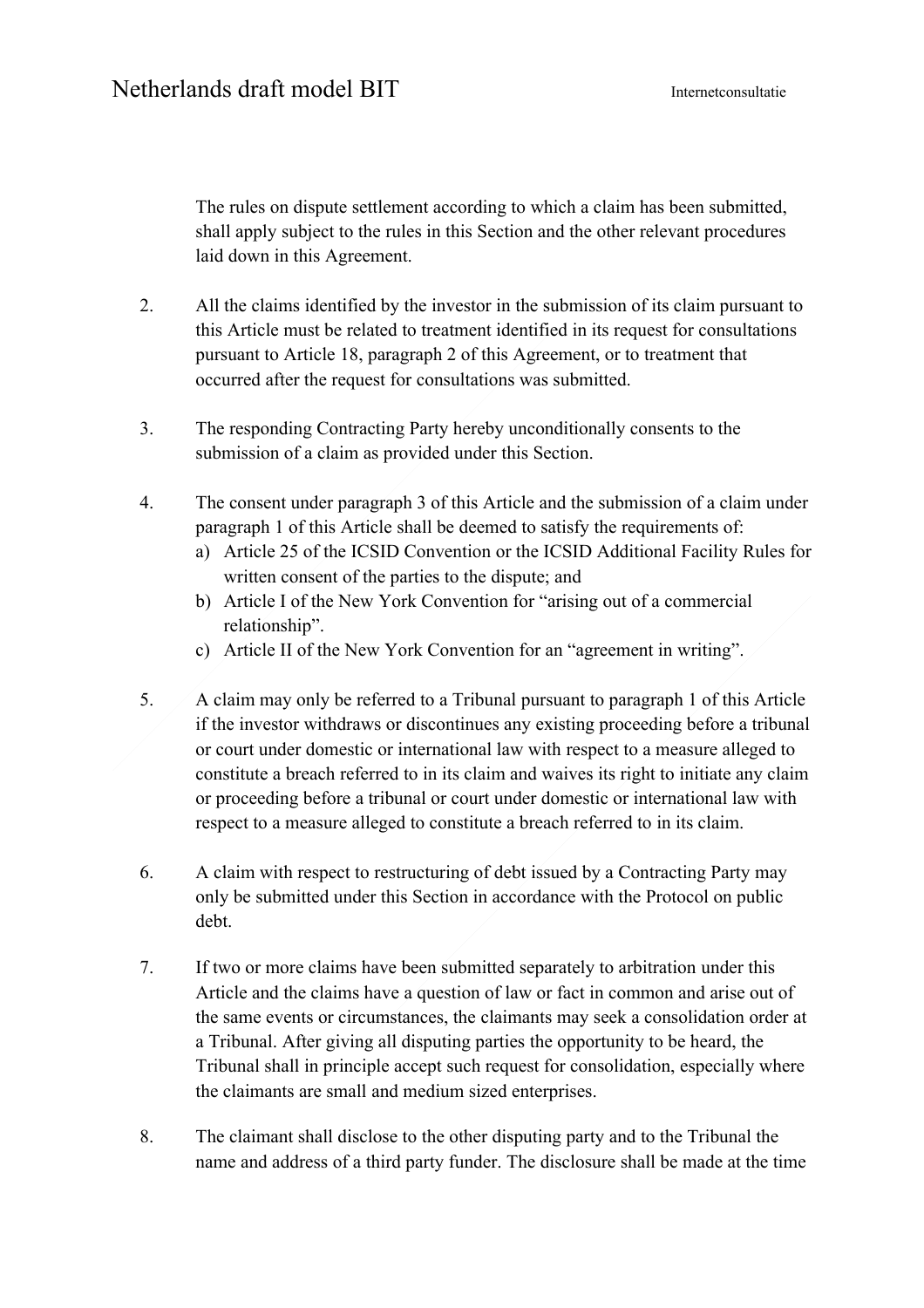The rules on dispute settlement according to which a claim has been submitted, shall apply subject to the rules in this Section and the other relevant procedures laid down in this Agreement.

2. All the claims identified by the investor in the submission of its claim pursuant to this Article must be related to treatment identified in its request for consultations pursuant to Article 18, paragraph 2 of this Agreement, or to treatment that occurred after the request for consultations was submitted.

3. The responding Contracting Party hereby unconditionally consents to the submission of a claim as provided under this Section.

4. The consent under paragraph 3 of this Article and the submission of a claim under paragraph 1 of this Article shall be deemed to satisfy the requirements of:
   a) Article 25 of the ICSID Convention or the ICSID Additional Facility Rules for written consent of the parties to the dispute; and
   b) Article I of the New York Convention for "arising out of a commercial relationship".
   c) Article II of the New York Convention for an "agreement in writing".

5. A claim may only be referred to a Tribunal pursuant to paragraph 1 of this Article if the investor withdraws or discontinues any existing proceeding before a tribunal or court under domestic or international law with respect to a measure alleged to constitute a breach referred to in its claim and waives its right to initiate any claim or proceeding before a tribunal or court under domestic or international law with respect to a measure alleged to constitute a breach referred to in its claim.

6. A claim with respect to restructuring of debt issued by a Contracting Party may only be submitted under this Section in accordance with the Protocol on public debt.

7. If two or more claims have been submitted separately to arbitration under this Article and the claims have a question of law or fact in common and arise out of the same events or circumstances, the claimants may seek a consolidation order at a Tribunal. After giving all disputing parties the opportunity to be heard, the Tribunal shall in principle accept such request for consolidation, especially where the claimants are small and medium sized enterprises.

8. The claimant shall disclose to the other disputing party and to the Tribunal the name and address of a third party funder. The disclosure shall be made at the time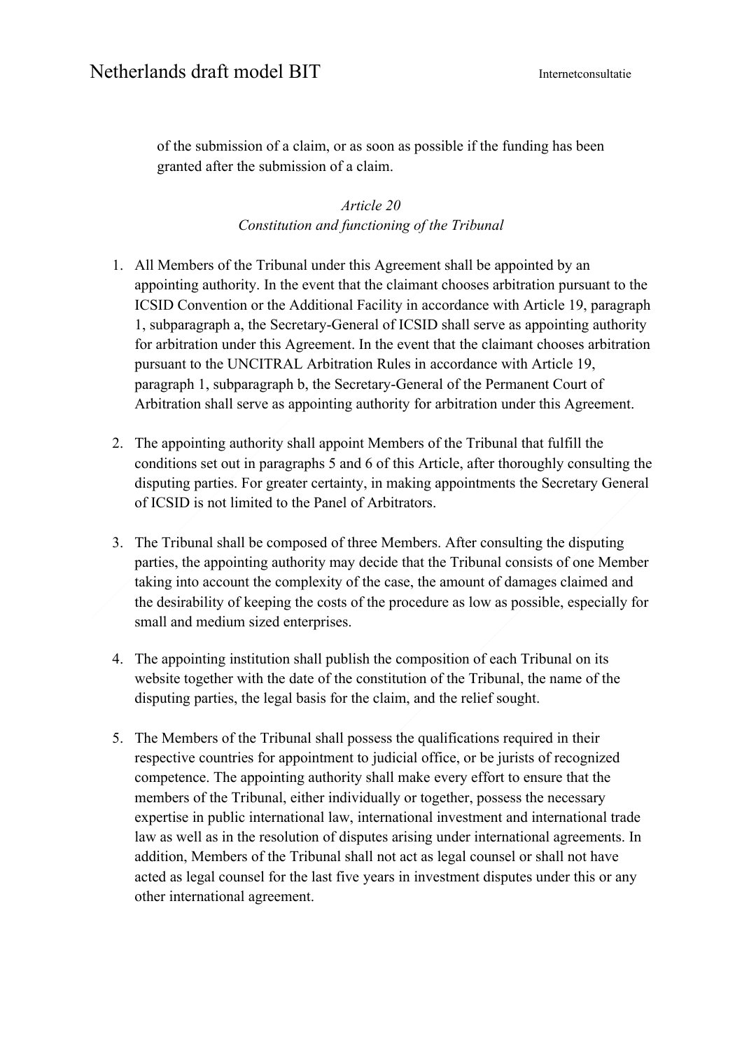of the submission of a claim, or as soon as possible if the funding has been granted after the submission of a claim.

*Article 20*
*Constitution and functioning of the Tribunal*

1. All Members of the Tribunal under this Agreement shall be appointed by an appointing authority. In the event that the claimant chooses arbitration pursuant to the ICSID Convention or the Additional Facility in accordance with Article 19, paragraph 1, subparagraph a, the Secretary-General of ICSID shall serve as appointing authority for arbitration under this Agreement. In the event that the claimant chooses arbitration pursuant to the UNCITRAL Arbitration Rules in accordance with Article 19, paragraph 1, subparagraph b, the Secretary-General of the Permanent Court of Arbitration shall serve as appointing authority for arbitration under this Agreement.

2. The appointing authority shall appoint Members of the Tribunal that fulfill the conditions set out in paragraphs 5 and 6 of this Article, after thoroughly consulting the disputing parties. For greater certainty, in making appointments the Secretary General of ICSID is not limited to the Panel of Arbitrators.

3. The Tribunal shall be composed of three Members. After consulting the disputing parties, the appointing authority may decide that the Tribunal consists of one Member taking into account the complexity of the case, the amount of damages claimed and the desirability of keeping the costs of the procedure as low as possible, especially for small and medium sized enterprises.

4. The appointing institution shall publish the composition of each Tribunal on its website together with the date of the constitution of the Tribunal, the name of the disputing parties, the legal basis for the claim, and the relief sought.

5. The Members of the Tribunal shall possess the qualifications required in their respective countries for appointment to judicial office, or be jurists of recognized competence. The appointing authority shall make every effort to ensure that the members of the Tribunal, either individually or together, possess the necessary expertise in public international law, international investment and international trade law as well as in the resolution of disputes arising under international agreements. In addition, Members of the Tribunal shall not act as legal counsel or shall not have acted as legal counsel for the last five years in investment disputes under this or any other international agreement.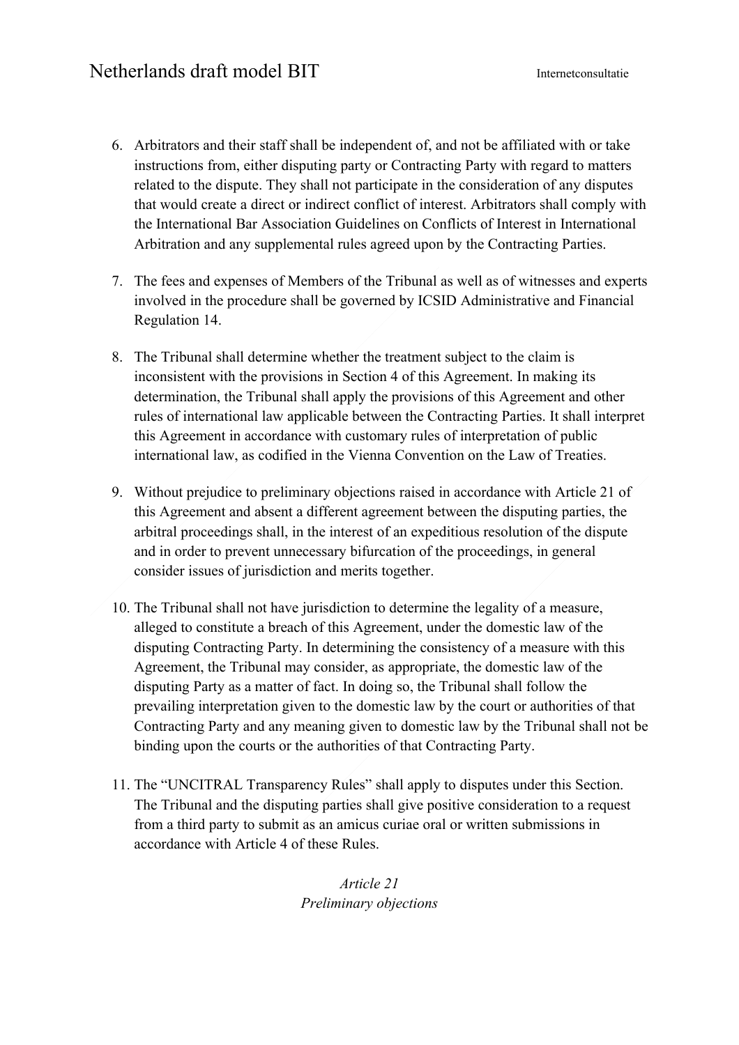6. Arbitrators and their staff shall be independent of, and not be affiliated with or take instructions from, either disputing party or Contracting Party with regard to matters related to the dispute. They shall not participate in the consideration of any disputes that would create a direct or indirect conflict of interest. Arbitrators shall comply with the International Bar Association Guidelines on Conflicts of Interest in International Arbitration and any supplemental rules agreed upon by the Contracting Parties.

7. The fees and expenses of Members of the Tribunal as well as of witnesses and experts involved in the procedure shall be governed by ICSID Administrative and Financial Regulation 14.

8. The Tribunal shall determine whether the treatment subject to the claim is inconsistent with the provisions in Section 4 of this Agreement. In making its determination, the Tribunal shall apply the provisions of this Agreement and other rules of international law applicable between the Contracting Parties. It shall interpret this Agreement in accordance with customary rules of interpretation of public international law, as codified in the Vienna Convention on the Law of Treaties.

9. Without prejudice to preliminary objections raised in accordance with Article 21 of this Agreement and absent a different agreement between the disputing parties, the arbitral proceedings shall, in the interest of an expeditious resolution of the dispute and in order to prevent unnecessary bifurcation of the proceedings, in general consider issues of jurisdiction and merits together.

10. The Tribunal shall not have jurisdiction to determine the legality of a measure, alleged to constitute a breach of this Agreement, under the domestic law of the disputing Contracting Party. In determining the consistency of a measure with this Agreement, the Tribunal may consider, as appropriate, the domestic law of the disputing Party as a matter of fact. In doing so, the Tribunal shall follow the prevailing interpretation given to the domestic law by the court or authorities of that Contracting Party and any meaning given to domestic law by the Tribunal shall not be binding upon the courts or the authorities of that Contracting Party.

11. The "UNCITRAL Transparency Rules" shall apply to disputes under this Section. The Tribunal and the disputing parties shall give positive consideration to a request from a third party to submit as an amicus curiae oral or written submissions in accordance with Article 4 of these Rules.

*Article 21*
*Preliminary objections*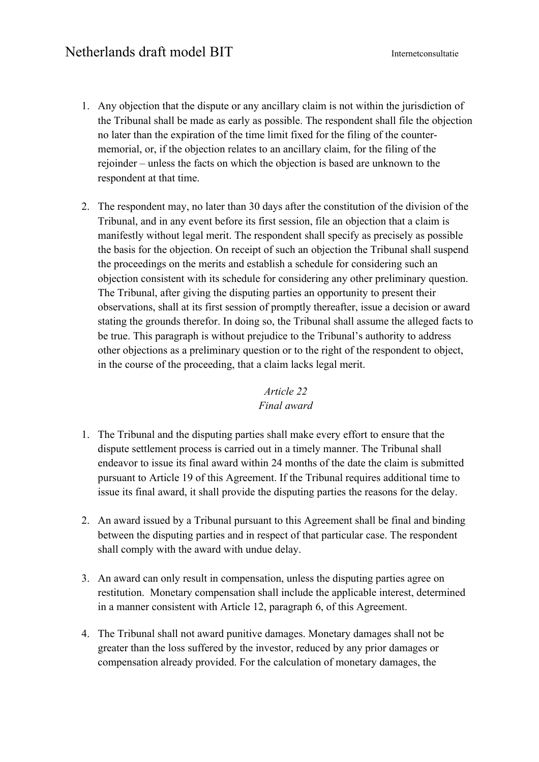1. Any objection that the dispute or any ancillary claim is not within the jurisdiction of the Tribunal shall be made as early as possible. The respondent shall file the objection no later than the expiration of the time limit fixed for the filing of the counter-memorial, or, if the objection relates to an ancillary claim, for the filing of the rejoinder – unless the facts on which the objection is based are unknown to the respondent at that time.

2. The respondent may, no later than 30 days after the constitution of the division of the Tribunal, and in any event before its first session, file an objection that a claim is manifestly without legal merit. The respondent shall specify as precisely as possible the basis for the objection. On receipt of such an objection the Tribunal shall suspend the proceedings on the merits and establish a schedule for considering such an objection consistent with its schedule for considering any other preliminary question. The Tribunal, after giving the disputing parties an opportunity to present their observations, shall at its first session of promptly thereafter, issue a decision or award stating the grounds therefor. In doing so, the Tribunal shall assume the alleged facts to be true. This paragraph is without prejudice to the Tribunal's authority to address other objections as a preliminary question or to the right of the respondent to object, in the course of the proceeding, that a claim lacks legal merit.

*Article 22*
*Final award*

1. The Tribunal and the disputing parties shall make every effort to ensure that the dispute settlement process is carried out in a timely manner. The Tribunal shall endeavor to issue its final award within 24 months of the date the claim is submitted pursuant to Article 19 of this Agreement. If the Tribunal requires additional time to issue its final award, it shall provide the disputing parties the reasons for the delay.

2. An award issued by a Tribunal pursuant to this Agreement shall be final and binding between the disputing parties and in respect of that particular case. The respondent shall comply with the award with undue delay.

3. An award can only result in compensation, unless the disputing parties agree on restitution. Monetary compensation shall include the applicable interest, determined in a manner consistent with Article 12, paragraph 6, of this Agreement.

4. The Tribunal shall not award punitive damages. Monetary damages shall not be greater than the loss suffered by the investor, reduced by any prior damages or compensation already provided. For the calculation of monetary damages, the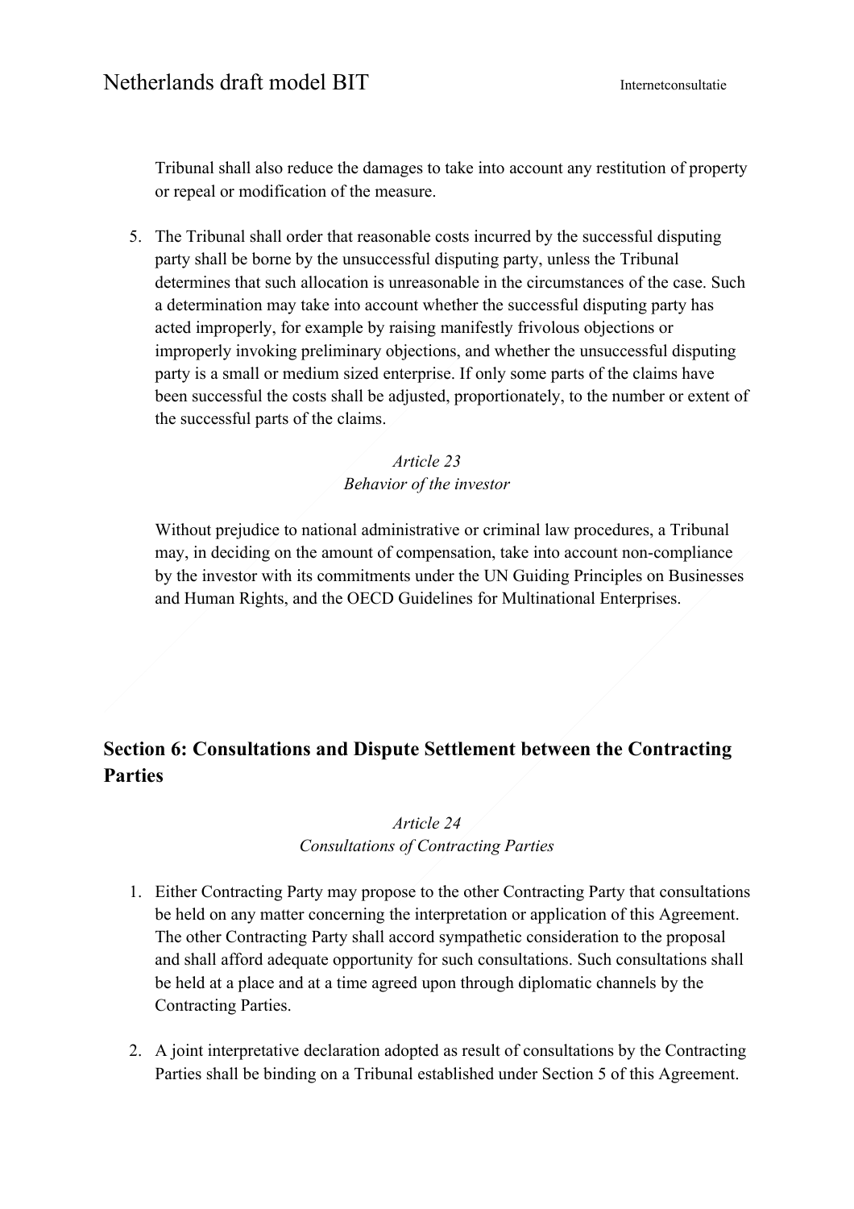Tribunal shall also reduce the damages to take into account any restitution of property or repeal or modification of the measure.

5. The Tribunal shall order that reasonable costs incurred by the successful disputing party shall be borne by the unsuccessful disputing party, unless the Tribunal determines that such allocation is unreasonable in the circumstances of the case. Such a determination may take into account whether the successful disputing party has acted improperly, for example by raising manifestly frivolous objections or improperly invoking preliminary objections, and whether the unsuccessful disputing party is a small or medium sized enterprise. If only some parts of the claims have been successful the costs shall be adjusted, proportionately, to the number or extent of the successful parts of the claims.

*Article 23*
*Behavior of the investor*

Without prejudice to national administrative or criminal law procedures, a Tribunal may, in deciding on the amount of compensation, take into account non-compliance by the investor with its commitments under the UN Guiding Principles on Businesses and Human Rights, and the OECD Guidelines for Multinational Enterprises.

## Section 6: Consultations and Dispute Settlement between the Contracting Parties

*Article 24*
*Consultations of Contracting Parties*

1. Either Contracting Party may propose to the other Contracting Party that consultations be held on any matter concerning the interpretation or application of this Agreement. The other Contracting Party shall accord sympathetic consideration to the proposal and shall afford adequate opportunity for such consultations. Such consultations shall be held at a place and at a time agreed upon through diplomatic channels by the Contracting Parties.

2. A joint interpretative declaration adopted as result of consultations by the Contracting Parties shall be binding on a Tribunal established under Section 5 of this Agreement.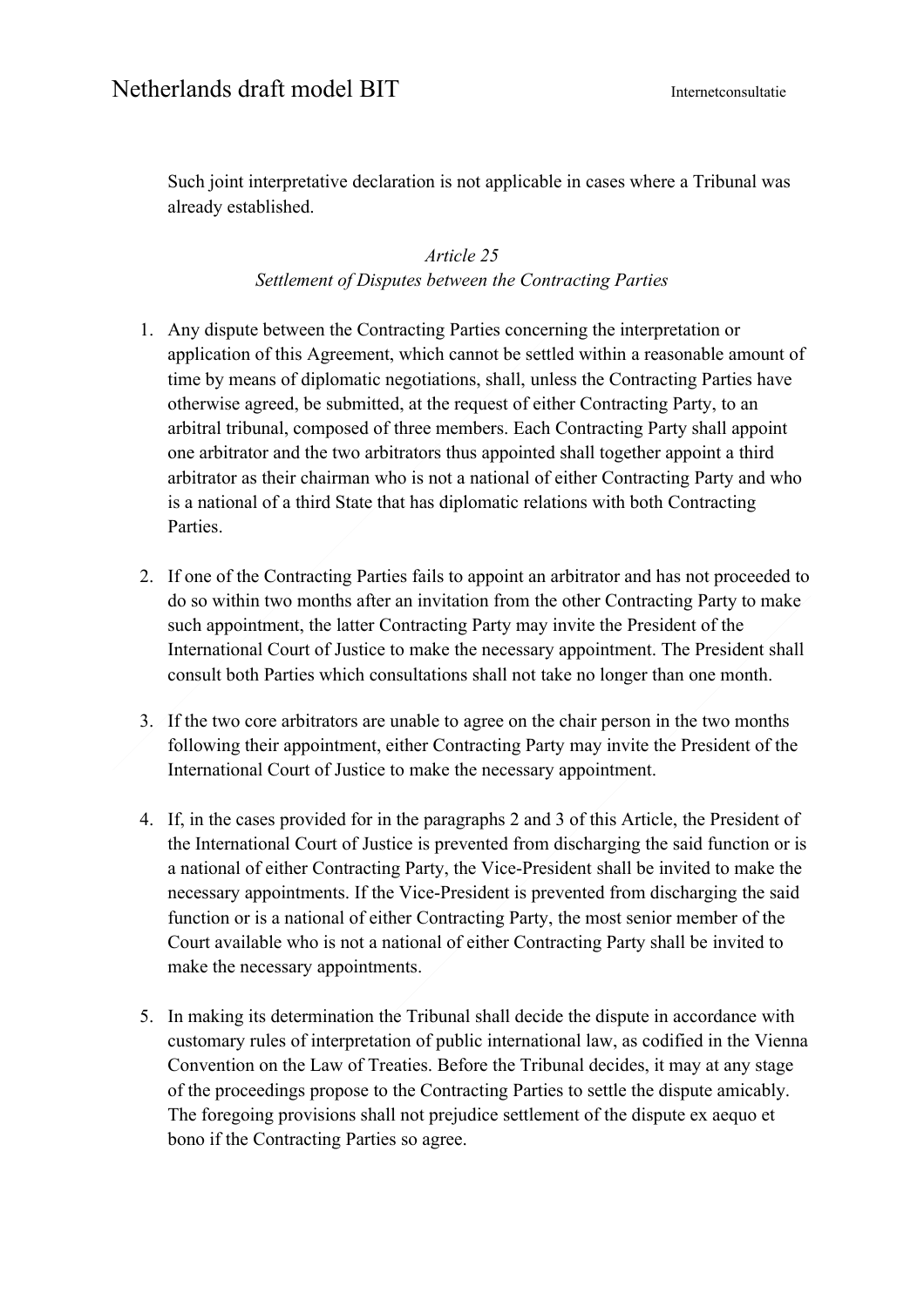Such joint interpretative declaration is not applicable in cases where a Tribunal was already established.

*Article 25*
*Settlement of Disputes between the Contracting Parties*

1. Any dispute between the Contracting Parties concerning the interpretation or application of this Agreement, which cannot be settled within a reasonable amount of time by means of diplomatic negotiations, shall, unless the Contracting Parties have otherwise agreed, be submitted, at the request of either Contracting Party, to an arbitral tribunal, composed of three members. Each Contracting Party shall appoint one arbitrator and the two arbitrators thus appointed shall together appoint a third arbitrator as their chairman who is not a national of either Contracting Party and who is a national of a third State that has diplomatic relations with both Contracting Parties.

2. If one of the Contracting Parties fails to appoint an arbitrator and has not proceeded to do so within two months after an invitation from the other Contracting Party to make such appointment, the latter Contracting Party may invite the President of the International Court of Justice to make the necessary appointment. The President shall consult both Parties which consultations shall not take no longer than one month.

3. If the two core arbitrators are unable to agree on the chair person in the two months following their appointment, either Contracting Party may invite the President of the International Court of Justice to make the necessary appointment.

4. If, in the cases provided for in the paragraphs 2 and 3 of this Article, the President of the International Court of Justice is prevented from discharging the said function or is a national of either Contracting Party, the Vice-President shall be invited to make the necessary appointments. If the Vice-President is prevented from discharging the said function or is a national of either Contracting Party, the most senior member of the Court available who is not a national of either Contracting Party shall be invited to make the necessary appointments.

5. In making its determination the Tribunal shall decide the dispute in accordance with customary rules of interpretation of public international law, as codified in the Vienna Convention on the Law of Treaties. Before the Tribunal decides, it may at any stage of the proceedings propose to the Contracting Parties to settle the dispute amicably. The foregoing provisions shall not prejudice settlement of the dispute ex aequo et bono if the Contracting Parties so agree.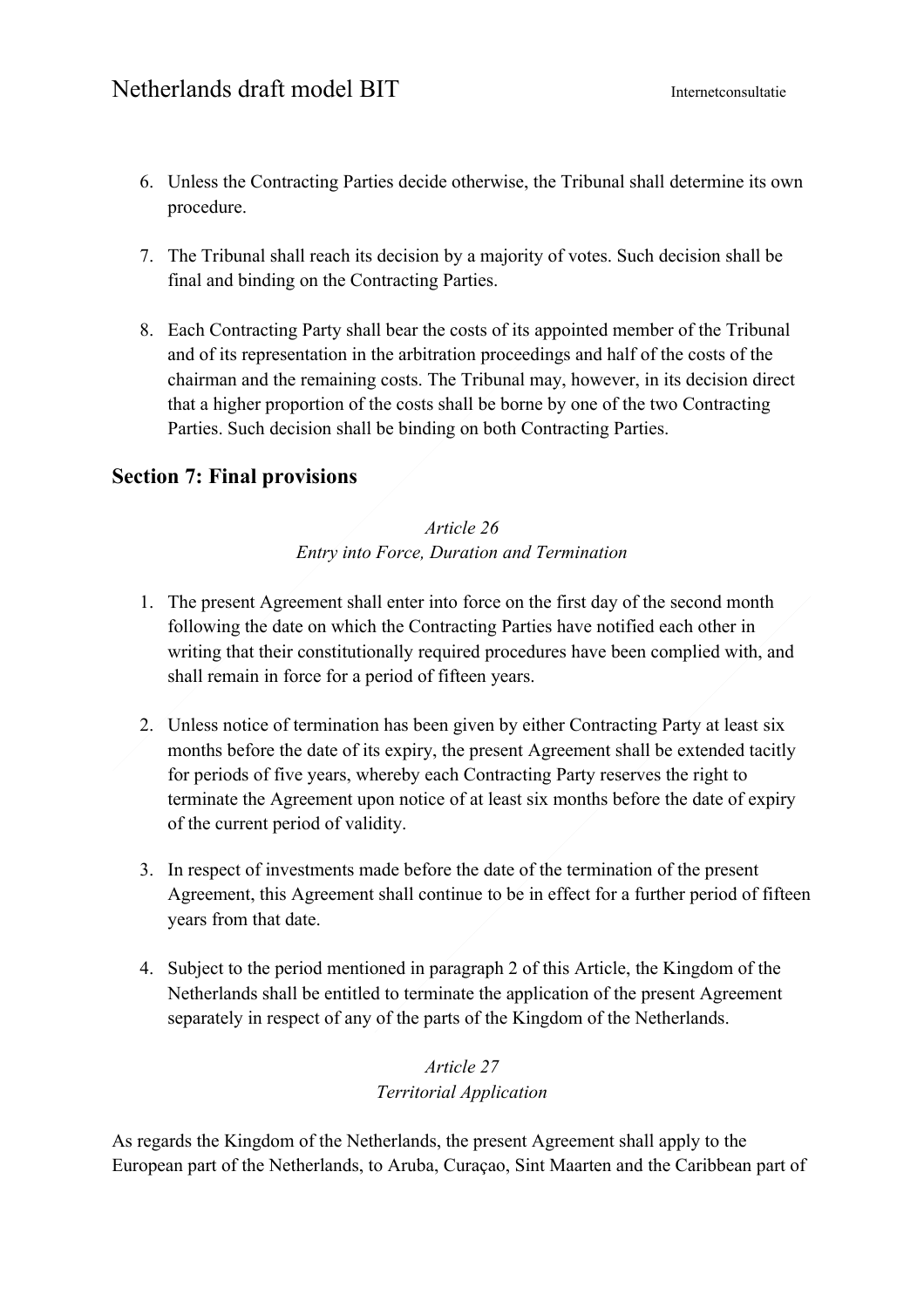6. Unless the Contracting Parties decide otherwise, the Tribunal shall determine its own procedure.

7. The Tribunal shall reach its decision by a majority of votes. Such decision shall be final and binding on the Contracting Parties.

8. Each Contracting Party shall bear the costs of its appointed member of the Tribunal and of its representation in the arbitration proceedings and half of the costs of the chairman and the remaining costs. The Tribunal may, however, in its decision direct that a higher proportion of the costs shall be borne by one of the two Contracting Parties. Such decision shall be binding on both Contracting Parties.

## Section 7: Final provisions

*Article 26*
*Entry into Force, Duration and Termination*

1. The present Agreement shall enter into force on the first day of the second month following the date on which the Contracting Parties have notified each other in writing that their constitutionally required procedures have been complied with, and shall remain in force for a period of fifteen years.

2. Unless notice of termination has been given by either Contracting Party at least six months before the date of its expiry, the present Agreement shall be extended tacitly for periods of five years, whereby each Contracting Party reserves the right to terminate the Agreement upon notice of at least six months before the date of expiry of the current period of validity.

3. In respect of investments made before the date of the termination of the present Agreement, this Agreement shall continue to be in effect for a further period of fifteen years from that date.

4. Subject to the period mentioned in paragraph 2 of this Article, the Kingdom of the Netherlands shall be entitled to terminate the application of the present Agreement separately in respect of any of the parts of the Kingdom of the Netherlands.

*Article 27*
*Territorial Application*

As regards the Kingdom of the Netherlands, the present Agreement shall apply to the European part of the Netherlands, to Aruba, Curaçao, Sint Maarten and the Caribbean part of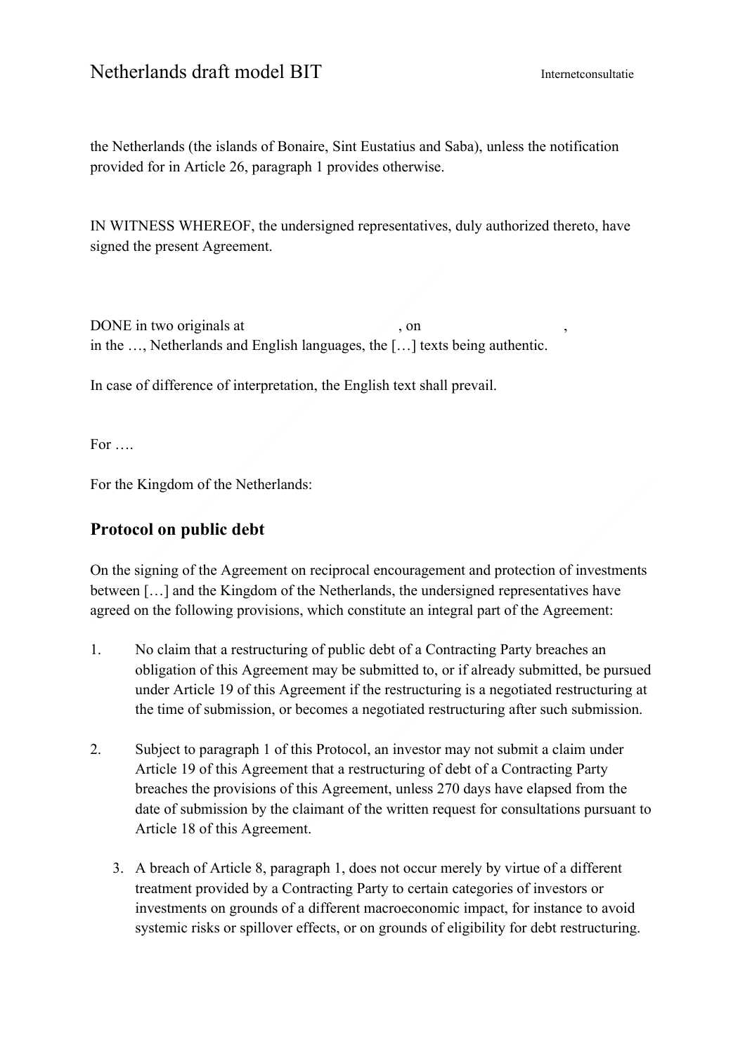the Netherlands (the islands of Bonaire, Sint Eustatius and Saba), unless the notification provided for in Article 26, paragraph 1 provides otherwise.

IN WITNESS WHEREOF, the undersigned representatives, duly authorized thereto, have signed the present Agreement.

DONE in two originals at , on ,
in the …, Netherlands and English languages, the […] texts being authentic.

In case of difference of interpretation, the English text shall prevail.

For ….

For the Kingdom of the Netherlands:

## Protocol on public debt

On the signing of the Agreement on reciprocal encouragement and protection of investments between […] and the Kingdom of the Netherlands, the undersigned representatives have agreed on the following provisions, which constitute an integral part of the Agreement:

1. No claim that a restructuring of public debt of a Contracting Party breaches an obligation of this Agreement may be submitted to, or if already submitted, be pursued under Article 19 of this Agreement if the restructuring is a negotiated restructuring at the time of submission, or becomes a negotiated restructuring after such submission.

2. Subject to paragraph 1 of this Protocol, an investor may not submit a claim under Article 19 of this Agreement that a restructuring of debt of a Contracting Party breaches the provisions of this Agreement, unless 270 days have elapsed from the date of submission by the claimant of the written request for consultations pursuant to Article 18 of this Agreement.

3. A breach of Article 8, paragraph 1, does not occur merely by virtue of a different treatment provided by a Contracting Party to certain categories of investors or investments on grounds of a different macroeconomic impact, for instance to avoid systemic risks or spillover effects, or on grounds of eligibility for debt restructuring.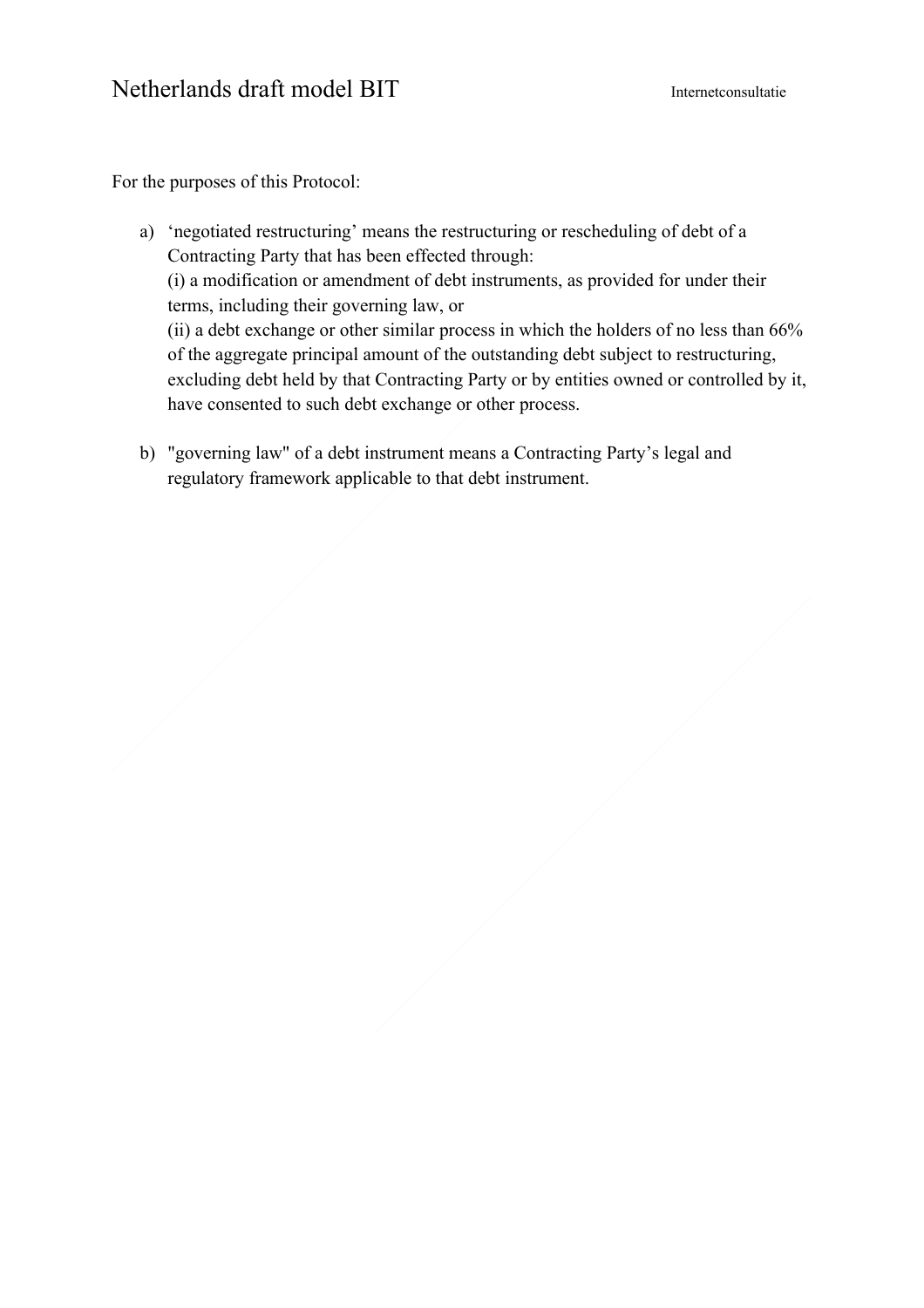For the purposes of this Protocol:

a) 'negotiated restructuring' means the restructuring or rescheduling of debt of a Contracting Party that has been effected through:
   (i) a modification or amendment of debt instruments, as provided for under their terms, including their governing law, or
   (ii) a debt exchange or other similar process in which the holders of no less than 66% of the aggregate principal amount of the outstanding debt subject to restructuring, excluding debt held by that Contracting Party or by entities owned or controlled by it, have consented to such debt exchange or other process.

b) "governing law" of a debt instrument means a Contracting Party's legal and regulatory framework applicable to that debt instrument.